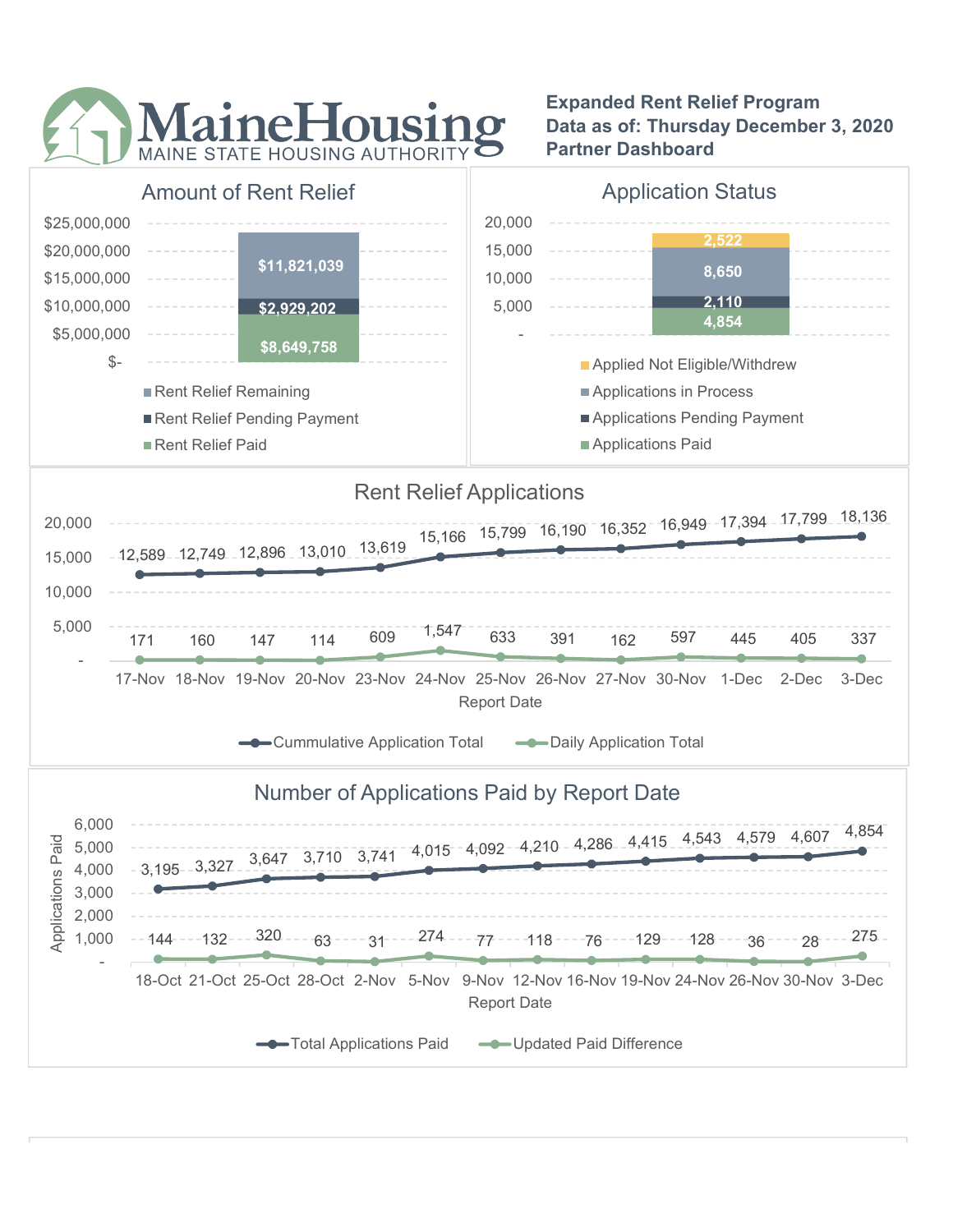# MaineHousing
MAINE STATE HOUSING AUTHORITY

**Expanded Rent Relief Program**
**Data as of: Thursday December 3, 2020**
**Partner Dashboard**

## Amount of Rent Relief

| Category | Amount |
|---|---|
| Rent Relief Remaining | $11,821,039 |
| Rent Relief Pending Payment | $2,929,202 |
| Rent Relief Paid | $8,649,758 |

## Application Status

| Category | Count |
|---|---|
| Applied Not Eligible/Withdrew | 2,522 |
| Applications in Process | 8,650 |
| Applications Pending Payment | 2,110 |
| Applications Paid | 4,854 |

## Rent Relief Applications

| Report Date | Cummulative Application Total | Daily Application Total |
|---|---|---|
| 17-Nov | 12,589 | 171 |
| 18-Nov | 12,749 | 160 |
| 19-Nov | 12,896 | 147 |
| 20-Nov | 13,010 | 114 |
| 23-Nov | 13,619 | 609 |
| 24-Nov | 15,166 | 1,547 |
| 25-Nov | 15,799 | 633 |
| 26-Nov | 16,190 | 391 |
| 27-Nov | 16,352 | 162 |
| 30-Nov | 16,949 | 597 |
| 1-Dec | 17,394 | 445 |
| 2-Dec | 17,799 | 405 |
| 3-Dec | 18,136 | 337 |

## Number of Applications Paid by Report Date

| Report Date | Total Applications Paid | Updated Paid Difference |
|---|---|---|
| 18-Oct | 3,195 | 144 |
| 21-Oct | 3,327 | 132 |
| 25-Oct | 3,647 | 320 |
| 28-Oct | 3,710 | 63 |
| 2-Nov | 3,741 | 31 |
| 5-Nov | 4,015 | 274 |
| 9-Nov | 4,092 | 77 |
| 12-Nov | 4,210 | 118 |
| 16-Nov | 4,286 | 76 |
| 19-Nov | 4,415 | 129 |
| 24-Nov | 4,543 | 128 |
| 26-Nov | 4,579 | 36 |
| 30-Nov | 4,607 | 28 |
| 3-Dec | 4,854 | 275 |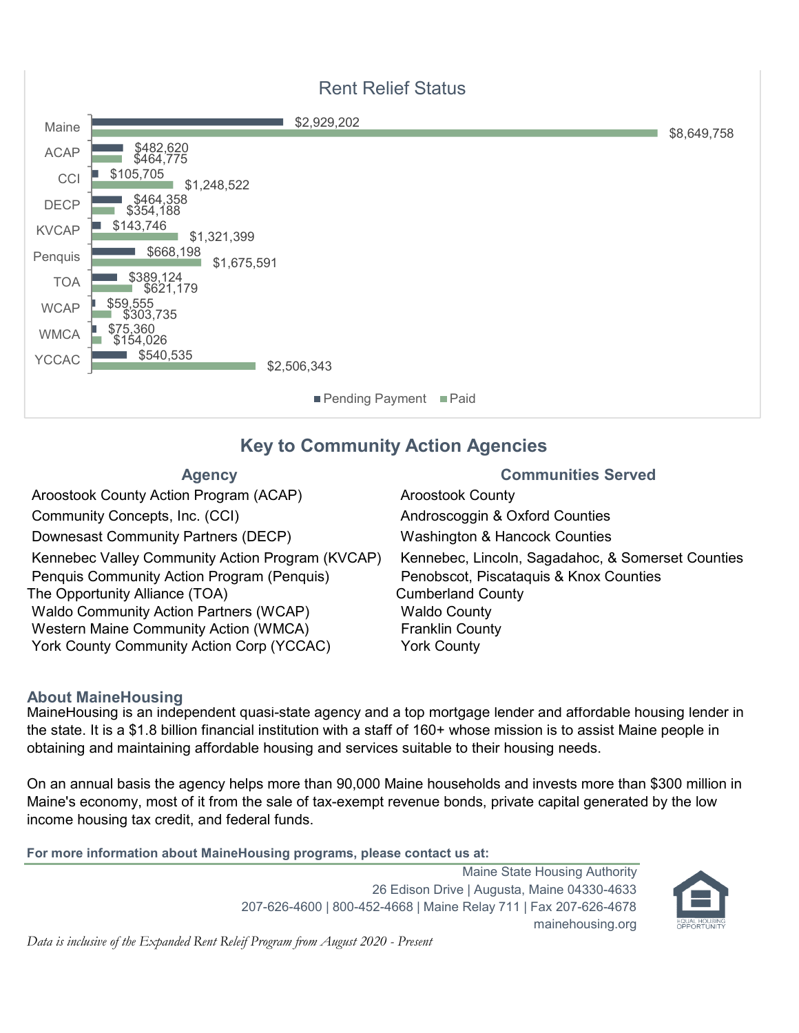## Rent Relief Status

Maine
$2,929,202
$8,649,758

ACAP
$482,620
$464,775

CCI
$105,705
$1,248,522

DECP
$464,358
$354,188

KVCAP
$143,746
$1,321,399

Penquis
$668,198
$1,675,591

TOA
$389,124
$621,179

WCAP
$59,555
$303,735

WMCA
$75,360
$154,026

YCCAC
$540,535
$2,506,343

Pending Payment
Paid

## Key to Community Action Agencies

| Agency | Communities Served |
|---|---|
| Aroostook County Action Program (ACAP) | Aroostook County |
| Community Concepts, Inc. (CCI) | Androscoggin & Oxford Counties |
| Downesast Community Partners (DECP) | Washington & Hancock Counties |
| Kennebec Valley Community Action Program (KVCAP) | Kennebec, Lincoln, Sagadahoc, & Somerset Counties |
| Penquis Community Action Program (Penquis) | Penobscot, Piscataquis & Knox Counties |
| The Opportunity Alliance (TOA) | Cumberland County |
| Waldo Community Action Partners (WCAP) | Waldo County |
| Western Maine Community Action (WMCA) | Franklin County |
| York County Community Action Corp (YCCAC) | York County |

### About MaineHousing

MaineHousing is an independent quasi-state agency and a top mortgage lender and affordable housing lender in the state. It is a $1.8 billion financial institution with a staff of 160+ whose mission is to assist Maine people in obtaining and maintaining affordable housing and services suitable to their housing needs.

On an annual basis the agency helps more than 90,000 Maine households and invests more than $300 million in Maine's economy, most of it from the sale of tax-exempt revenue bonds, private capital generated by the low income housing tax credit, and federal funds.

**For more information about MaineHousing programs, please contact us at:**

Maine State Housing Authority
26 Edison Drive | Augusta, Maine 04330-4633
207-626-4600 | 800-452-4668 | Maine Relay 711 | Fax 207-626-4678
mainehousing.org

EQUAL HOUSING OPPORTUNITY

*Data is inclusive of the Expanded Rent Relief Program from August 2020 - Present*